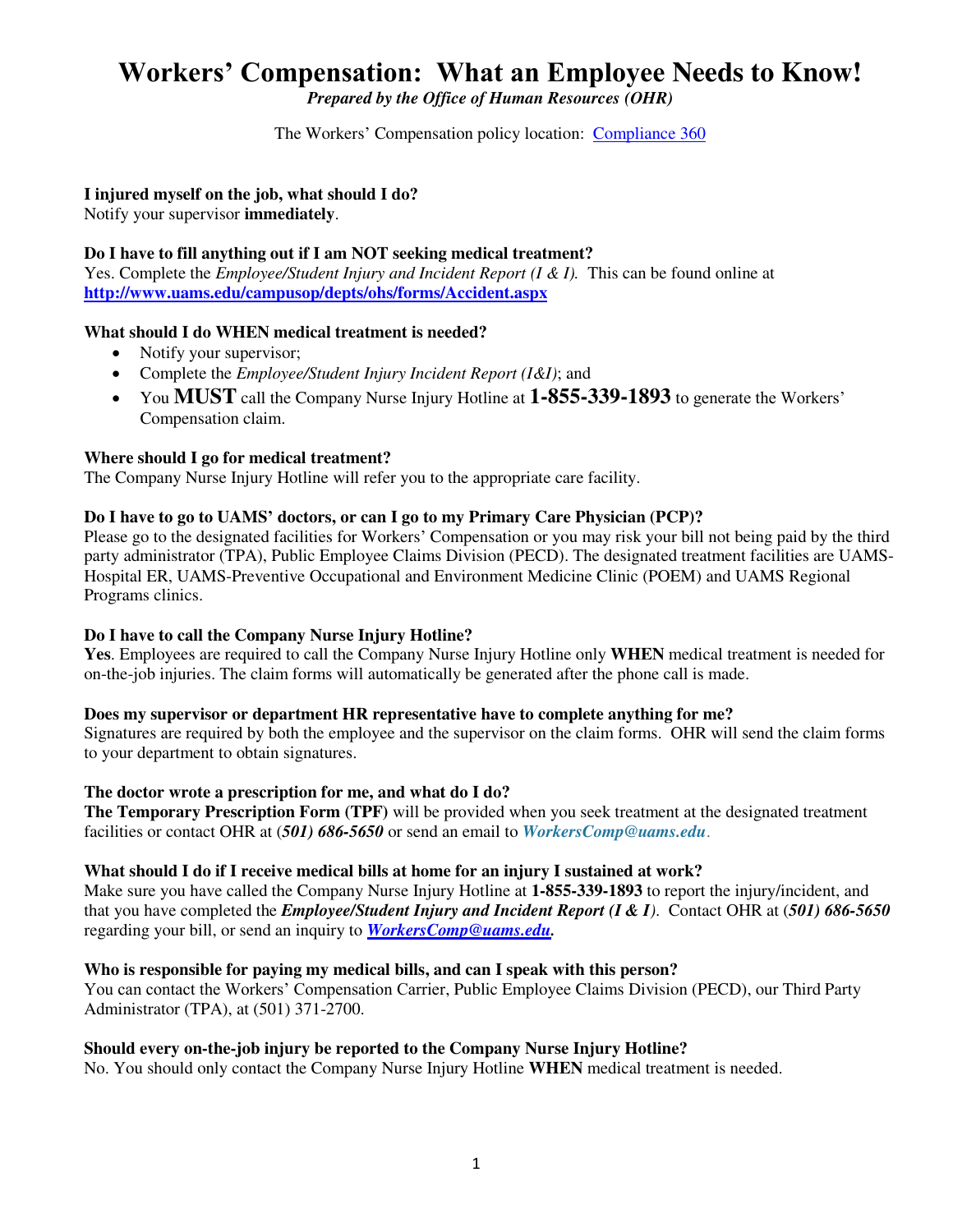# Workers' Compensation: What an Employee Needs to Know!

***Prepared by the Office of Human Resources (OHR)***

The Workers' Compensation policy location: [Compliance 360]()

**I injured myself on the job, what should I do?**
Notify your supervisor **immediately**.

**Do I have to fill anything out if I am NOT seeking medical treatment?**
Yes. Complete the *Employee/Student Injury and Incident Report (I & I).* This can be found online at **http://www.uams.edu/campusop/depts/ohs/forms/Accident.aspx**

**What should I do WHEN medical treatment is needed?**

- Notify your supervisor;
- Complete the *Employee/Student Injury Incident Report (I&I)*; and
- You **MUST** call the Company Nurse Injury Hotline at **1-855-339-1893** to generate the Workers' Compensation claim.

**Where should I go for medical treatment?**
The Company Nurse Injury Hotline will refer you to the appropriate care facility.

**Do I have to go to UAMS' doctors, or can I go to my Primary Care Physician (PCP)?**
Please go to the designated facilities for Workers' Compensation or you may risk your bill not being paid by the third party administrator (TPA), Public Employee Claims Division (PECD). The designated treatment facilities are UAMS-Hospital ER, UAMS-Preventive Occupational and Environment Medicine Clinic (POEM) and UAMS Regional Programs clinics.

**Do I have to call the Company Nurse Injury Hotline?**
**Yes**. Employees are required to call the Company Nurse Injury Hotline only **WHEN** medical treatment is needed for on-the-job injuries. The claim forms will automatically be generated after the phone call is made.

**Does my supervisor or department HR representative have to complete anything for me?**
Signatures are required by both the employee and the supervisor on the claim forms. OHR will send the claim forms to your department to obtain signatures.

**The doctor wrote a prescription for me, and what do I do?**
**The Temporary Prescription Form (TPF)** will be provided when you seek treatment at the designated treatment facilities or contact OHR at ***(501) 686-5650*** or send an email to ***WorkersComp@uams.edu***.

**What should I do if I receive medical bills at home for an injury I sustained at work?**
Make sure you have called the Company Nurse Injury Hotline at **1-855-339-1893** to report the injury/incident, and that you have completed the ***Employee/Student Injury and Incident Report (I & I)***. Contact OHR at ***(501) 686-5650*** regarding your bill, or send an inquiry to ***WorkersComp@uams.edu***.

**Who is responsible for paying my medical bills, and can I speak with this person?**
You can contact the Workers' Compensation Carrier, Public Employee Claims Division (PECD), our Third Party Administrator (TPA), at (501) 371-2700.

**Should every on-the-job injury be reported to the Company Nurse Injury Hotline?**
No. You should only contact the Company Nurse Injury Hotline **WHEN** medical treatment is needed.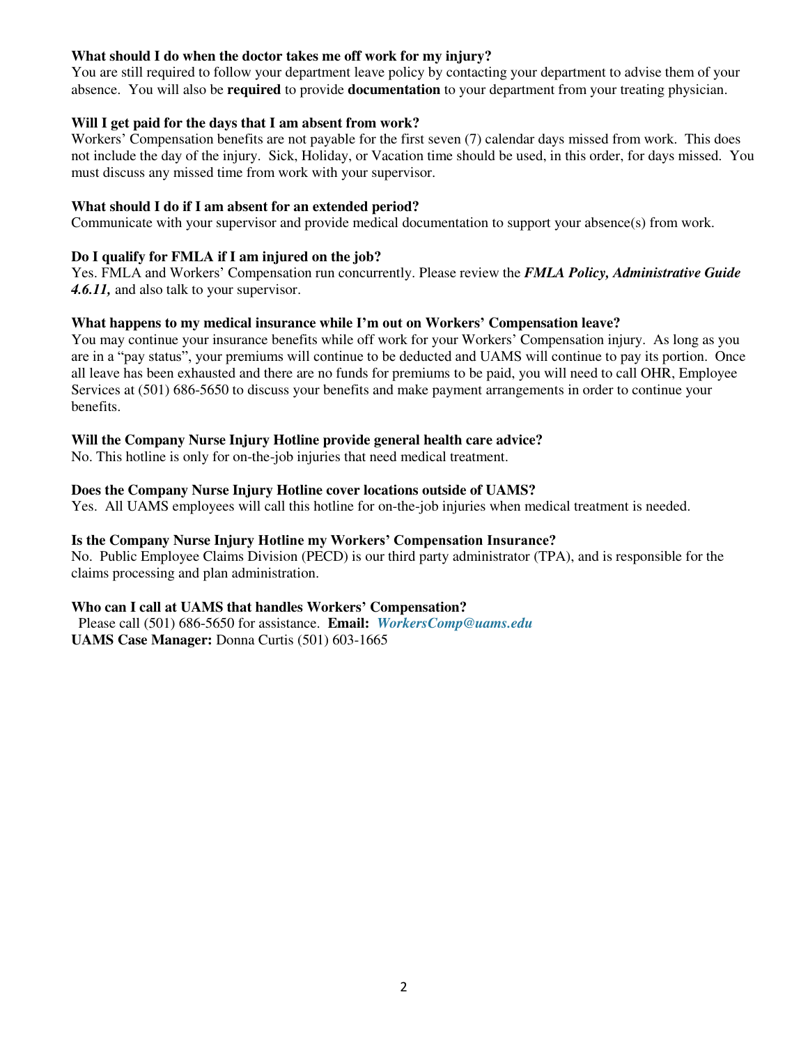**What should I do when the doctor takes me off work for my injury?**
You are still required to follow your department leave policy by contacting your department to advise them of your absence. You will also be **required** to provide **documentation** to your department from your treating physician.

**Will I get paid for the days that I am absent from work?**
Workers' Compensation benefits are not payable for the first seven (7) calendar days missed from work. This does not include the day of the injury. Sick, Holiday, or Vacation time should be used, in this order, for days missed. You must discuss any missed time from work with your supervisor.

**What should I do if I am absent for an extended period?**
Communicate with your supervisor and provide medical documentation to support your absence(s) from work.

**Do I qualify for FMLA if I am injured on the job?**
Yes. FMLA and Workers' Compensation run concurrently. Please review the ***FMLA Policy, Administrative Guide 4.6.11,*** and also talk to your supervisor.

**What happens to my medical insurance while I'm out on Workers' Compensation leave?**
You may continue your insurance benefits while off work for your Workers' Compensation injury. As long as you are in a "pay status", your premiums will continue to be deducted and UAMS will continue to pay its portion. Once all leave has been exhausted and there are no funds for premiums to be paid, you will need to call OHR, Employee Services at (501) 686-5650 to discuss your benefits and make payment arrangements in order to continue your benefits.

**Will the Company Nurse Injury Hotline provide general health care advice?**
No. This hotline is only for on-the-job injuries that need medical treatment.

**Does the Company Nurse Injury Hotline cover locations outside of UAMS?**
Yes. All UAMS employees will call this hotline for on-the-job injuries when medical treatment is needed.

**Is the Company Nurse Injury Hotline my Workers' Compensation Insurance?**
No. Public Employee Claims Division (PECD) is our third party administrator (TPA), and is responsible for the claims processing and plan administration.

**Who can I call at UAMS that handles Workers' Compensation?**
Please call (501) 686-5650 for assistance. **Email:** ***WorkersComp@uams.edu***
**UAMS Case Manager:** Donna Curtis (501) 603-1665